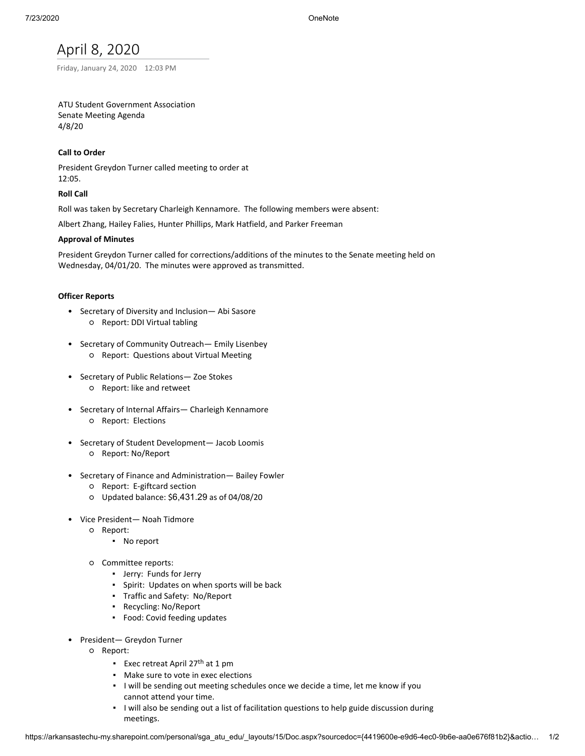# April 8, 2020

Friday, January 24, 2020 12:03 PM

ATU Student Government Association
Senate Meeting Agenda
4/8/20

**Call to Order**

President Greydon Turner called meeting to order at 12:05.

**Roll Call**

Roll was taken by Secretary Charleigh Kennamore. The following members were absent:

Albert Zhang, Hailey Falies, Hunter Phillips, Mark Hatfield, and Parker Freeman

**Approval of Minutes**

President Greydon Turner called for corrections/additions of the minutes to the Senate meeting held on Wednesday, 04/01/20. The minutes were approved as transmitted.

**Officer Reports**

- Secretary of Diversity and Inclusion— Abi Sasore
  - Report: DDI Virtual tabling
- Secretary of Community Outreach— Emily Lisenbey
  - Report: Questions about Virtual Meeting
- Secretary of Public Relations— Zoe Stokes
  - Report: like and retweet
- Secretary of Internal Affairs— Charleigh Kennamore
  - Report: Elections
- Secretary of Student Development— Jacob Loomis
  - Report: No/Report
- Secretary of Finance and Administration— Bailey Fowler
  - Report: E-giftcard section
  - Updated balance: $6,431.29 as of 04/08/20
- Vice President— Noah Tidmore
  - Report:
    - No report
  - Committee reports:
    - Jerry: Funds for Jerry
    - Spirit: Updates on when sports will be back
    - Traffic and Safety: No/Report
    - Recycling: No/Report
    - Food: Covid feeding updates
- President— Greydon Turner
  - Report:
    - Exec retreat April 27th at 1 pm
    - Make sure to vote in exec elections
    - I will be sending out meeting schedules once we decide a time, let me know if you cannot attend your time.
    - I will also be sending out a list of facilitation questions to help guide discussion during meetings.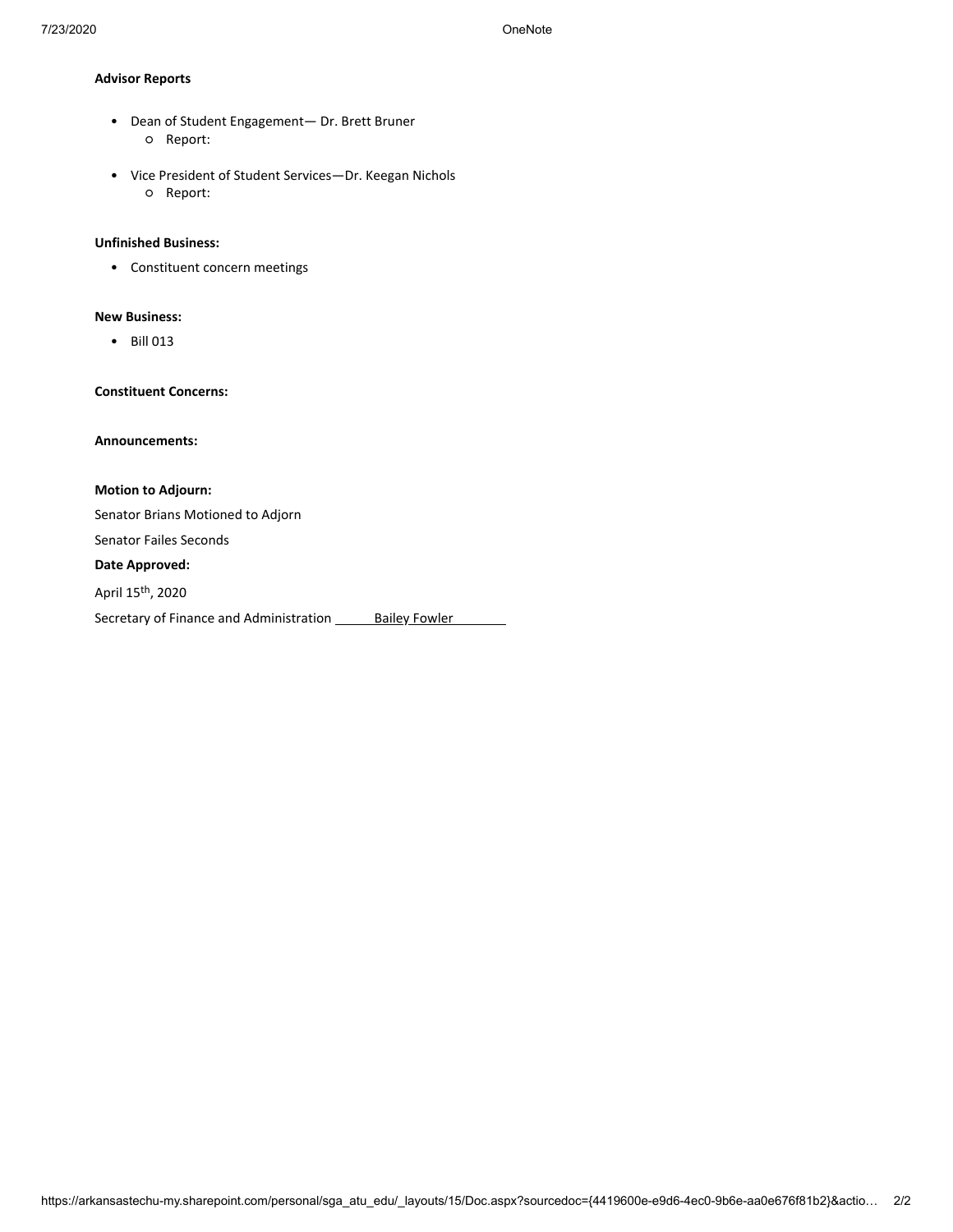**Advisor Reports**

- Dean of Student Engagement— Dr. Brett Bruner
  - Report:
- Vice President of Student Services—Dr. Keegan Nichols
  - Report:

**Unfinished Business:**

- Constituent concern meetings

**New Business:**

- Bill 013

**Constituent Concerns:**

**Announcements:**

**Motion to Adjourn:**

Senator Brians Motioned to Adjorn

Senator Failes Seconds

**Date Approved:**

April 15th, 2020

Secretary of Finance and Administration ______Bailey Fowler________